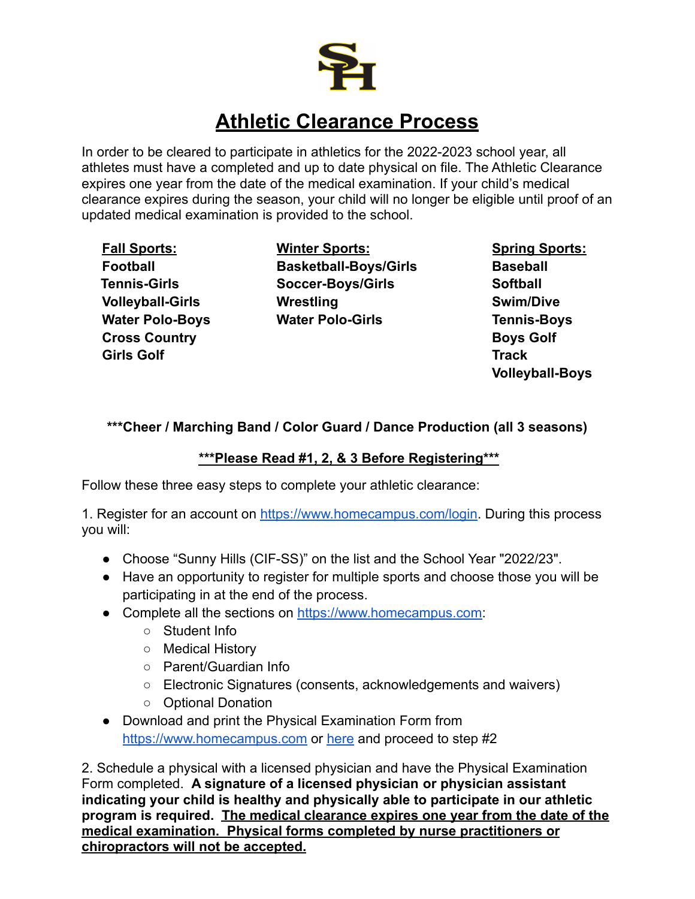# Athletic Clearance Process

In order to be cleared to participate in athletics for the 2022-2023 school year, all athletes must have a completed and up to date physical on file. The Athletic Clearance expires one year from the date of the medical examination. If your child's medical clearance expires during the season, your child will no longer be eligible until proof of an updated medical examination is provided to the school.

| Fall Sports: | Winter Sports: | Spring Sports: |
|---|---|---|
| Football | Basketball-Boys/Girls | Baseball |
| Tennis-Girls | Soccer-Boys/Girls | Softball |
| Volleyball-Girls | Wrestling | Swim/Dive |
| Water Polo-Boys | Water Polo-Girls | Tennis-Boys |
| Cross Country | | Boys Golf |
| Girls Golf | | Track |
| | | Volleyball-Boys |

**\*\*\*Cheer / Marching Band / Color Guard / Dance Production (all 3 seasons)**

**<u>\*\*\*Please Read #1, 2, & 3 Before Registering\*\*\*</u>**

Follow these three easy steps to complete your athletic clearance:

1. Register for an account on https://www.homecampus.com/login. During this process you will:

- Choose "Sunny Hills (CIF-SS)" on the list and the School Year "2022/23".
- Have an opportunity to register for multiple sports and choose those you will be participating in at the end of the process.
- Complete all the sections on https://www.homecampus.com:
  - Student Info
  - Medical History
  - Parent/Guardian Info
  - Electronic Signatures (consents, acknowledgements and waivers)
  - Optional Donation
- Download and print the Physical Examination Form from https://www.homecampus.com or here and proceed to step #2

2. Schedule a physical with a licensed physician and have the Physical Examination Form completed. **A signature of a licensed physician or physician assistant indicating your child is healthy and physically able to participate in our athletic program is required. <u>The medical clearance expires one year from the date of the medical examination. Physical forms completed by nurse practitioners or chiropractors will not be accepted.</u>**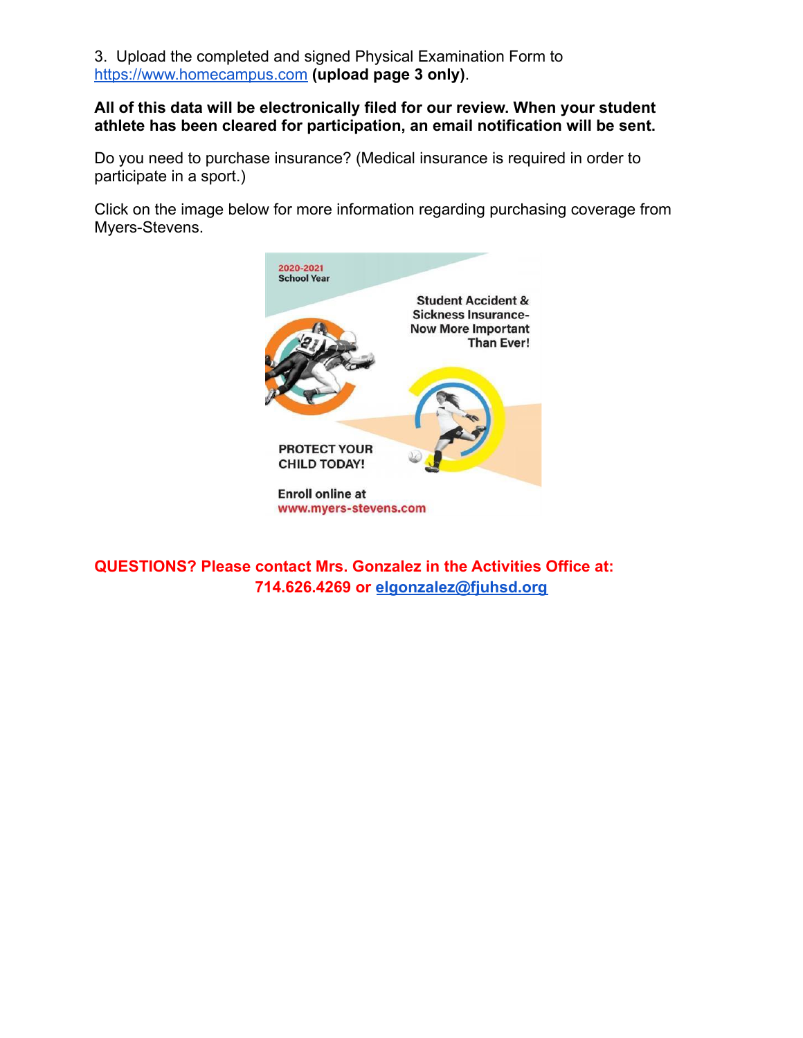3. Upload the completed and signed Physical Examination Form to https://www.homecampus.com **(upload page 3 only)**.

**All of this data will be electronically filed for our review. When your student athlete has been cleared for participation, an email notification will be sent.**

Do you need to purchase insurance? (Medical insurance is required in order to participate in a sport.)

Click on the image below for more information regarding purchasing coverage from Myers-Stevens.

2020-2021
School Year

Student Accident & Sickness Insurance- Now More Important Than Ever!

PROTECT YOUR CHILD TODAY!

Enroll online at
www.myers-stevens.com

**QUESTIONS? Please contact Mrs. Gonzalez in the Activities Office at: 714.626.4269 or elgonzalez@fjuhsd.org**